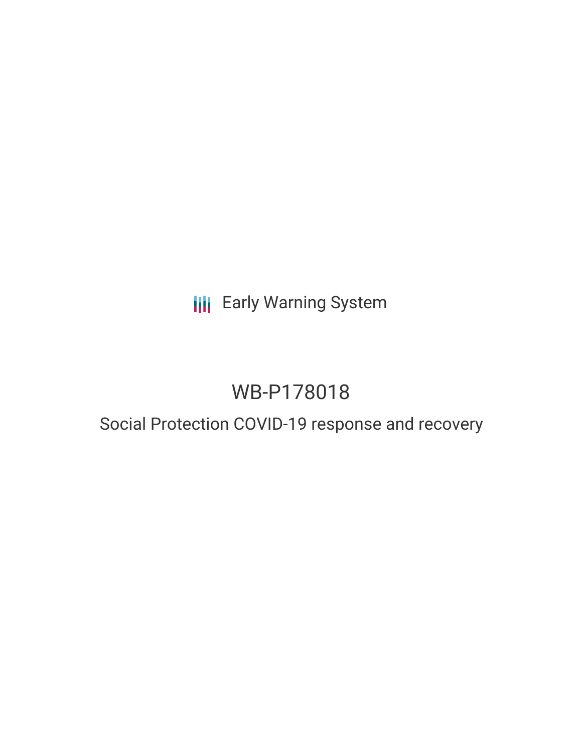Early Warning System

# WB-P178018

## Social Protection COVID-19 response and recovery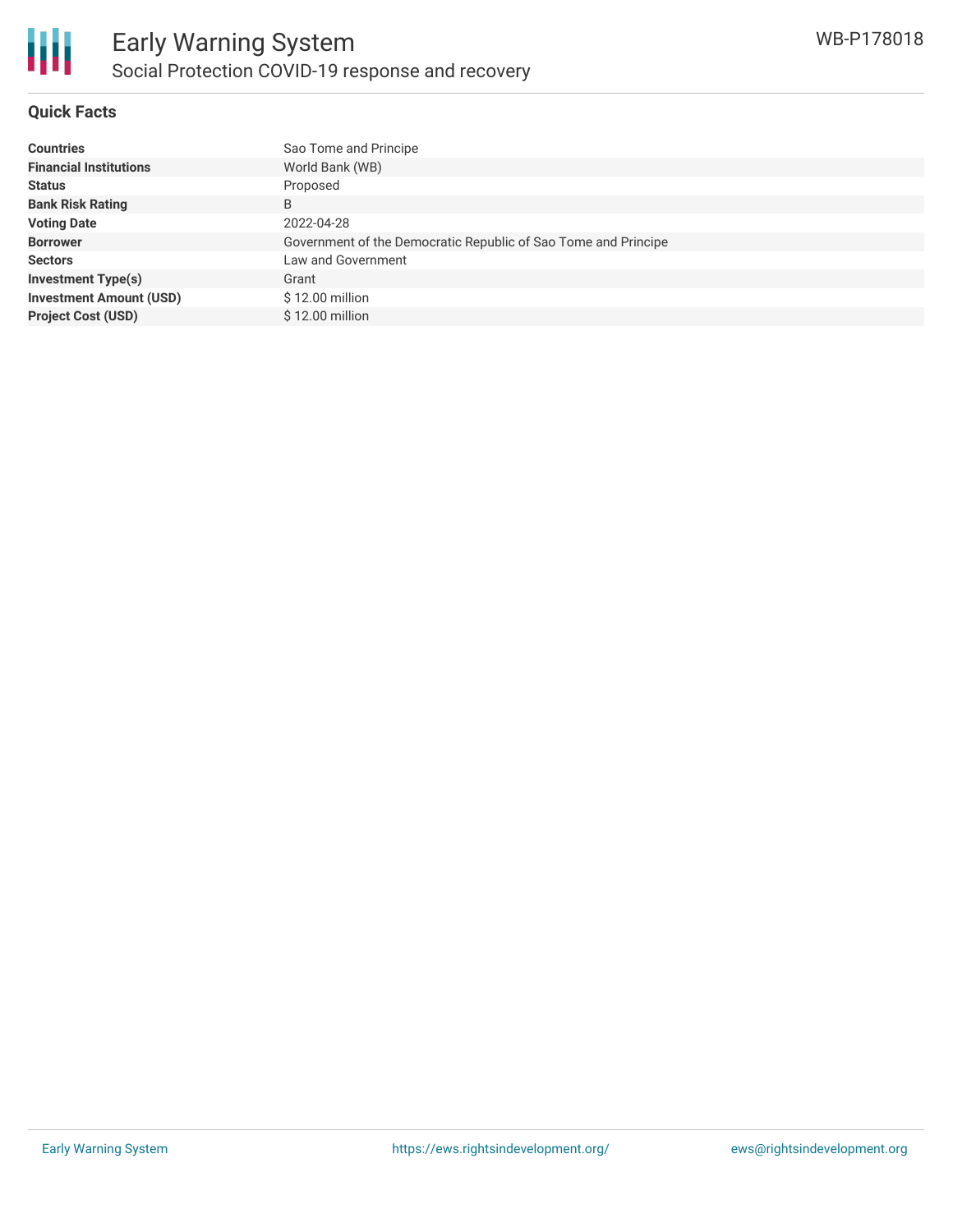## Quick Facts

| | |
|---|---|
| **Countries** | Sao Tome and Principe |
| **Financial Institutions** | World Bank (WB) |
| **Status** | Proposed |
| **Bank Risk Rating** | B |
| **Voting Date** | 2022-04-28 |
| **Borrower** | Government of the Democratic Republic of Sao Tome and Principe |
| **Sectors** | Law and Government |
| **Investment Type(s)** | Grant |
| **Investment Amount (USD)** | $ 12.00 million |
| **Project Cost (USD)** | $ 12.00 million |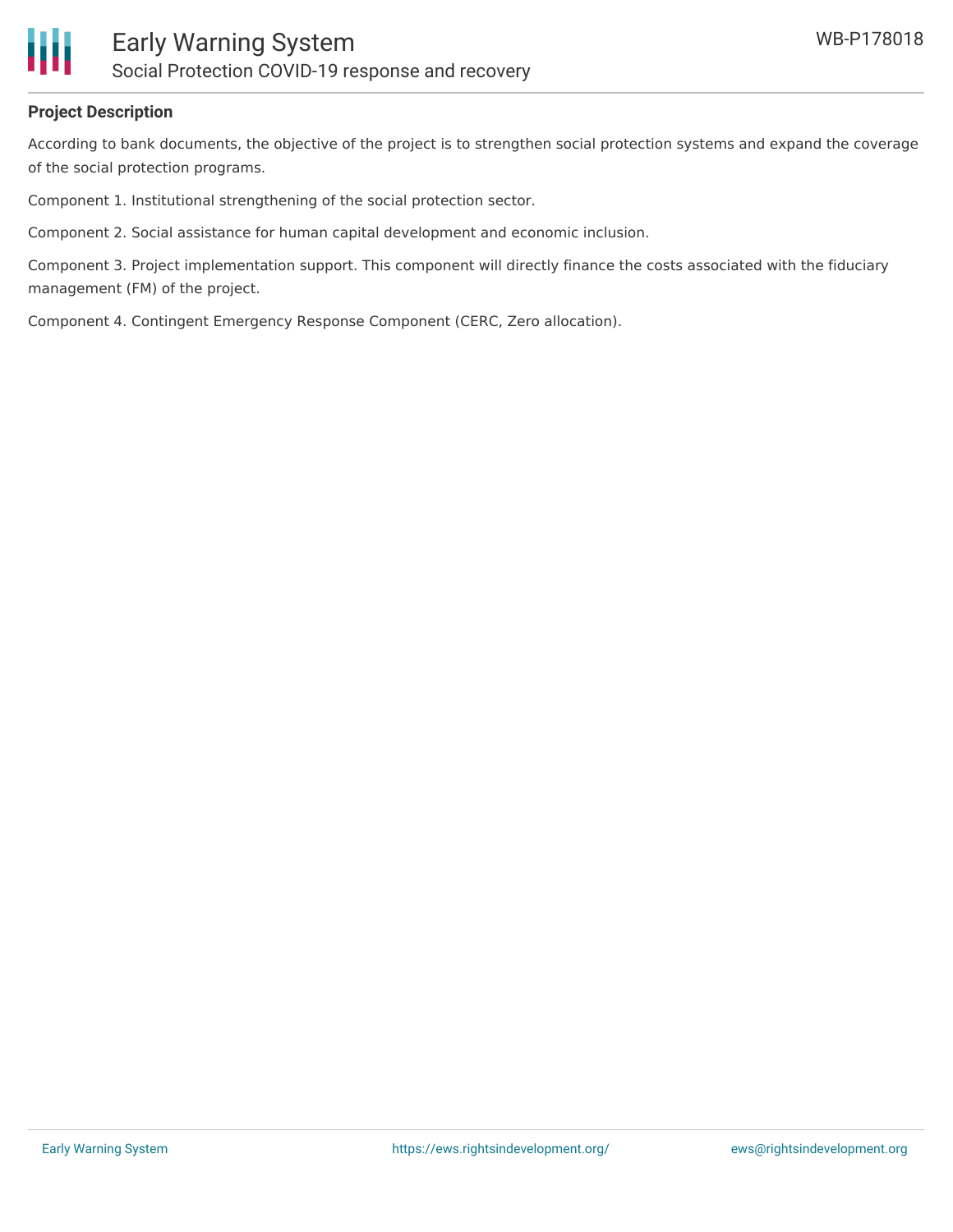**Project Description**

According to bank documents, the objective of the project is to strengthen social protection systems and expand the coverage of the social protection programs.

Component 1. Institutional strengthening of the social protection sector.

Component 2. Social assistance for human capital development and economic inclusion.

Component 3. Project implementation support. This component will directly finance the costs associated with the fiduciary management (FM) of the project.

Component 4. Contingent Emergency Response Component (CERC, Zero allocation).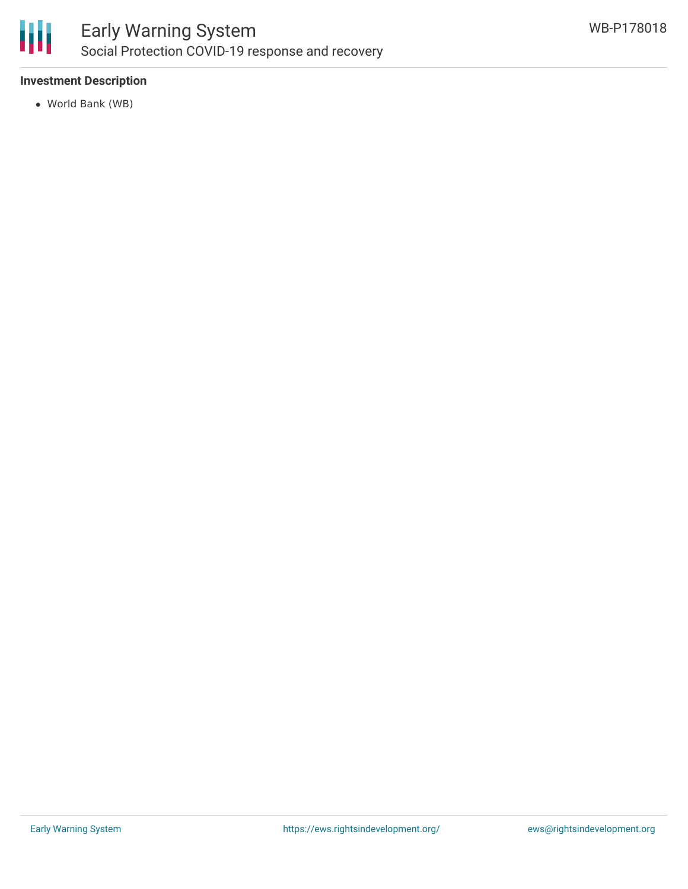**Investment Description**

- World Bank (WB)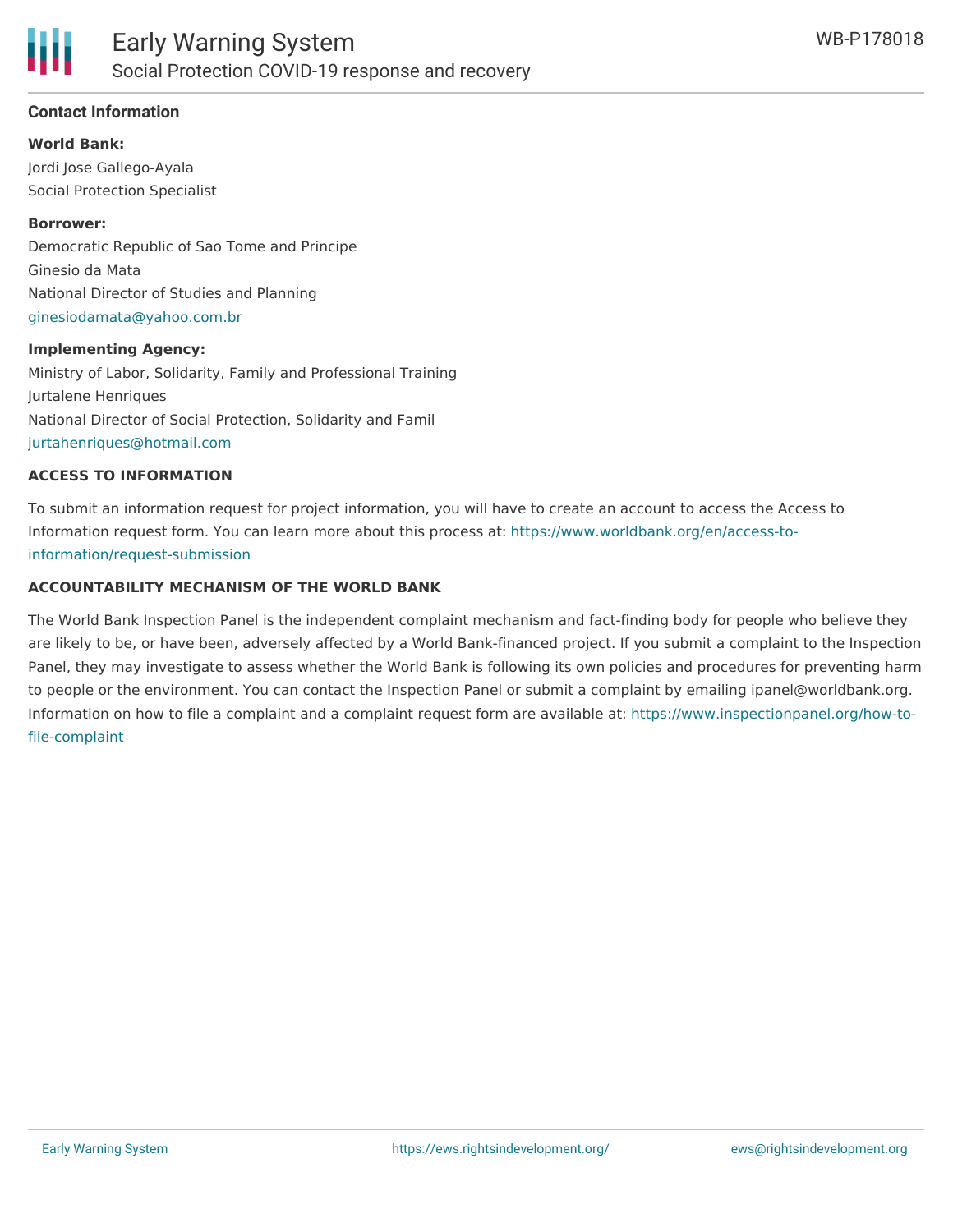## Contact Information

**World Bank:**

Jordi Jose Gallego-Ayala
Social Protection Specialist

**Borrower:**

Democratic Republic of Sao Tome and Principe
Ginesio da Mata
National Director of Studies and Planning
ginesiodamata@yahoo.com.br

**Implementing Agency:**

Ministry of Labor, Solidarity, Family and Professional Training
Jurtalene Henriques
National Director of Social Protection, Solidarity and Famil
jurtahenriques@hotmail.com

### ACCESS TO INFORMATION

To submit an information request for project information, you will have to create an account to access the Access to Information request form. You can learn more about this process at: https://www.worldbank.org/en/access-to-information/request-submission

### ACCOUNTABILITY MECHANISM OF THE WORLD BANK

The World Bank Inspection Panel is the independent complaint mechanism and fact-finding body for people who believe they are likely to be, or have been, adversely affected by a World Bank-financed project. If you submit a complaint to the Inspection Panel, they may investigate to assess whether the World Bank is following its own policies and procedures for preventing harm to people or the environment. You can contact the Inspection Panel or submit a complaint by emailing ipanel@worldbank.org. Information on how to file a complaint and a complaint request form are available at: https://www.inspectionpanel.org/how-to-file-complaint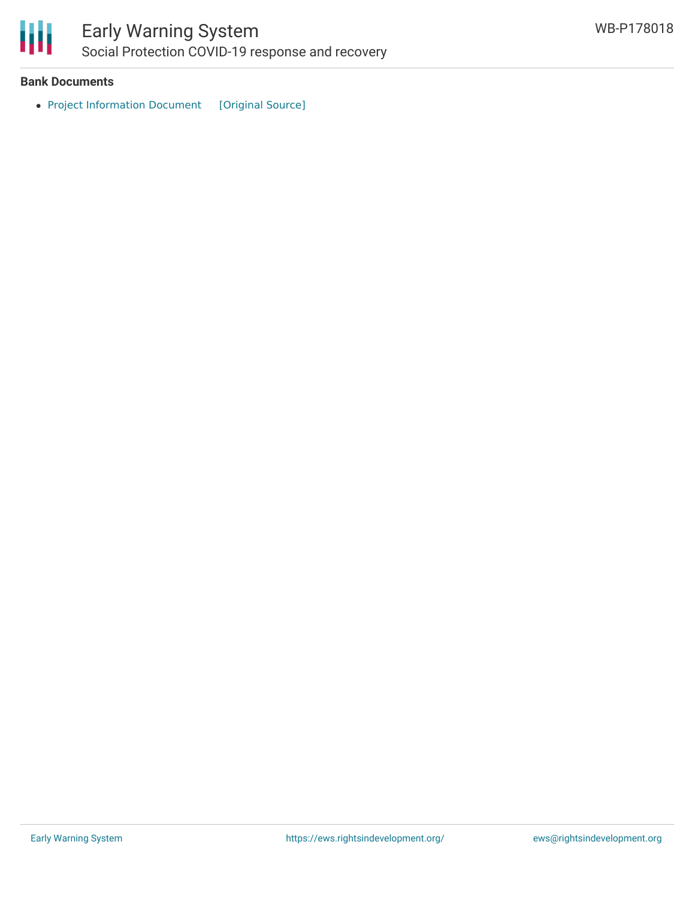**Bank Documents**

- Project Information Document [Original Source]